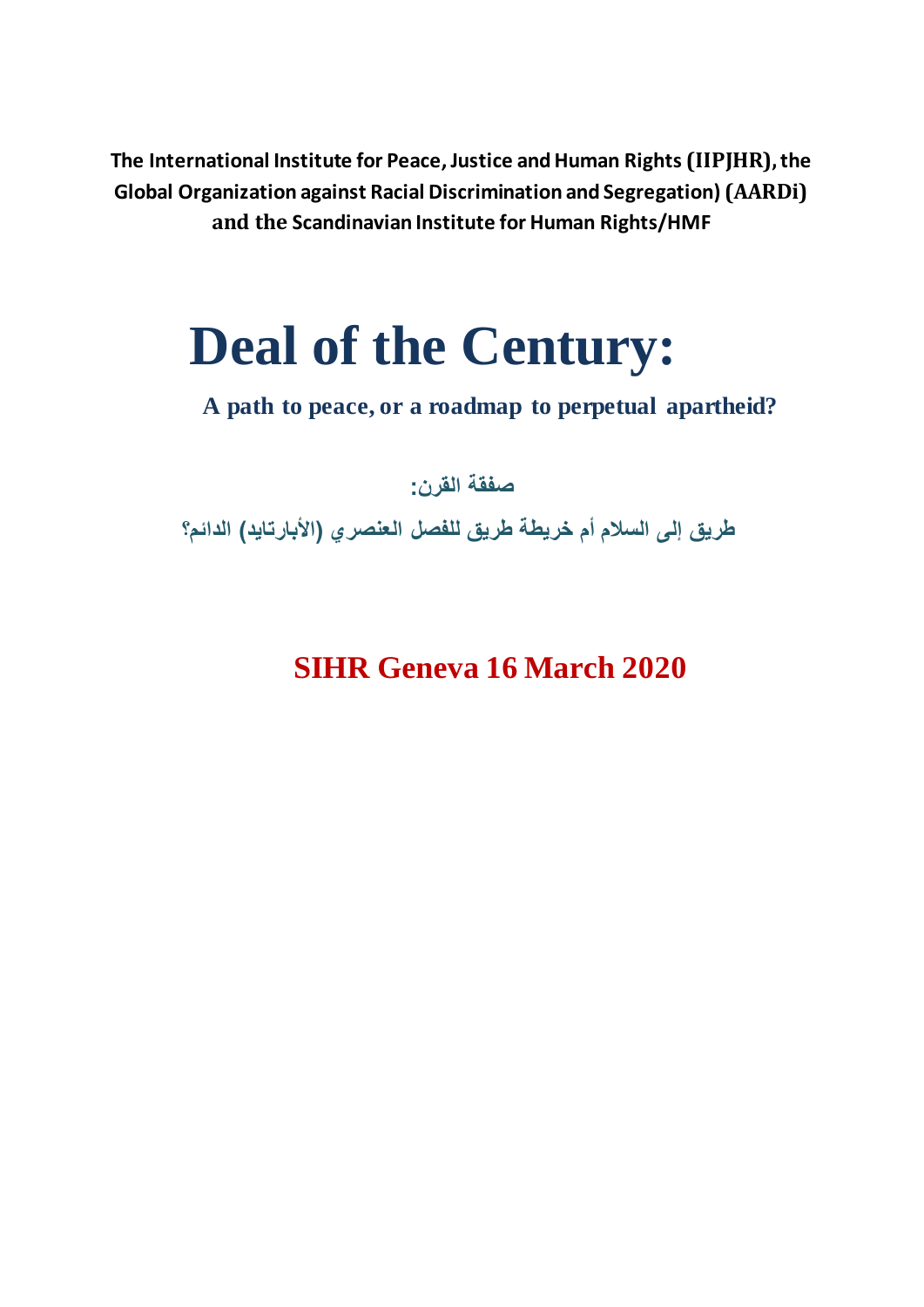**The International Institute for Peace, Justice and Human Rights (IIPJHR), the Global Organization against Racial Discrimination and Segregation) (AARDi) and the Scandinavian Institute for Human Rights/HMF**

# Deal of the Century:

## A path to peace, or a roadmap to perpetual apartheid?

**صفقة القرن:**

**طريق إلى السلام أم خريطة طريق للفصل العنصري (الأبارتايد) الدائم؟**

**SIHR Geneva 16 March 2020**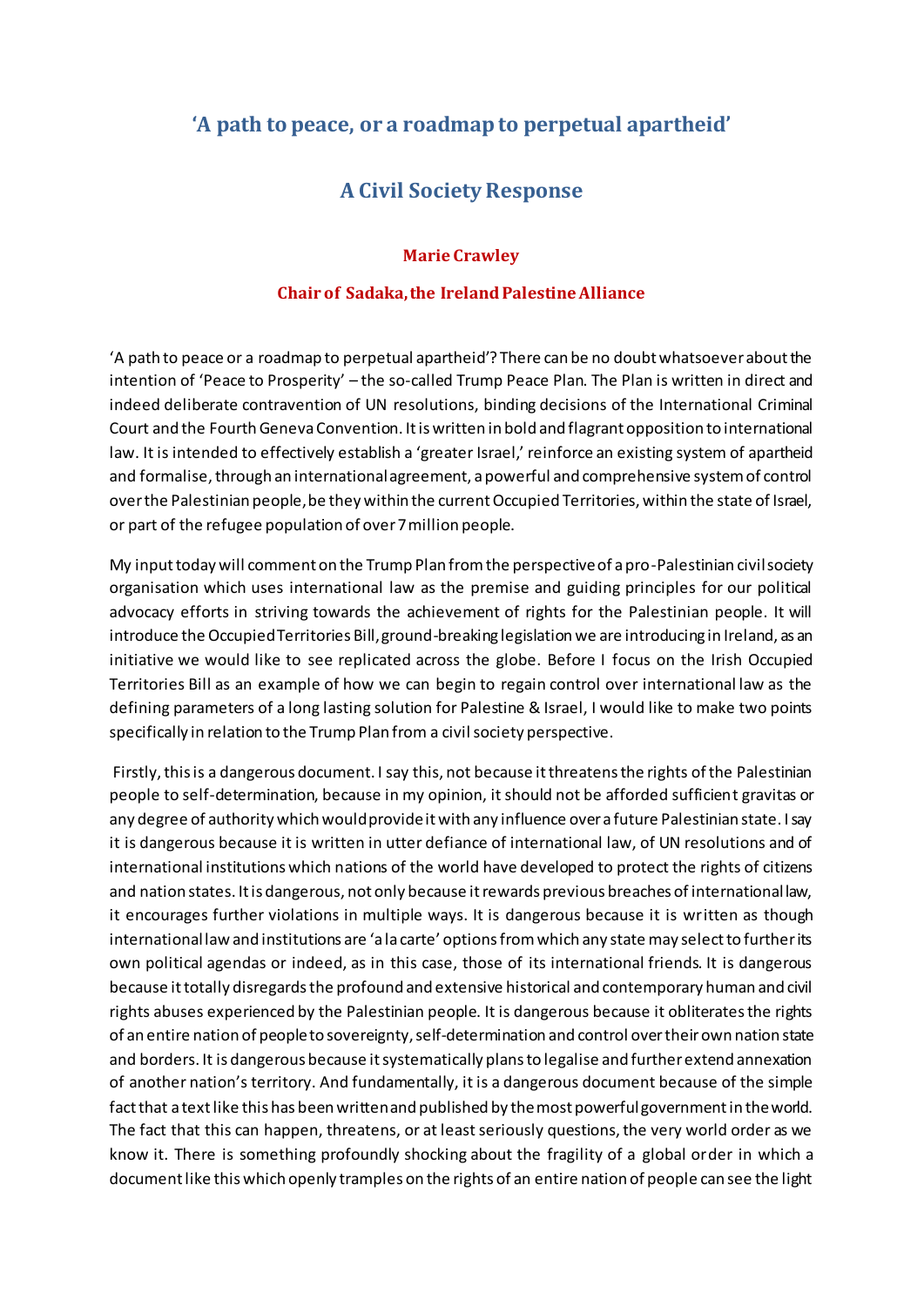## 'A path to peace, or a roadmap to perpetual apartheid'

## A Civil Society Response

**Marie Crawley**

**Chair of Sadaka, the Ireland Palestine Alliance**

'A path to peace or a roadmap to perpetual apartheid'? There can be no doubt whatsoever about the intention of 'Peace to Prosperity' – the so-called Trump Peace Plan. The Plan is written in direct and indeed deliberate contravention of UN resolutions, binding decisions of the International Criminal Court and the Fourth Geneva Convention. It is written in bold and flagrant opposition to international law. It is intended to effectively establish a 'greater Israel,' reinforce an existing system of apartheid and formalise, through an international agreement, a powerful and comprehensive system of control over the Palestinian people, be they within the current Occupied Territories, within the state of Israel, or part of the refugee population of over 7 million people.

My input today will comment on the Trump Plan from the perspective of a pro-Palestinian civil society organisation which uses international law as the premise and guiding principles for our political advocacy efforts in striving towards the achievement of rights for the Palestinian people. It will introduce the Occupied Territories Bill, ground-breaking legislation we are introducing in Ireland, as an initiative we would like to see replicated across the globe. Before I focus on the Irish Occupied Territories Bill as an example of how we can begin to regain control over international law as the defining parameters of a long lasting solution for Palestine & Israel, I would like to make two points specifically in relation to the Trump Plan from a civil society perspective.

Firstly, this is a dangerous document. I say this, not because it threatens the rights of the Palestinian people to self-determination, because in my opinion, it should not be afforded sufficient gravitas or any degree of authority which would provide it with any influence over a future Palestinian state. I say it is dangerous because it is written in utter defiance of international law, of UN resolutions and of international institutions which nations of the world have developed to protect the rights of citizens and nation states. It is dangerous, not only because it rewards previous breaches of international law, it encourages further violations in multiple ways. It is dangerous because it is written as though international law and institutions are 'a la carte' options from which any state may select to further its own political agendas or indeed, as in this case, those of its international friends. It is dangerous because it totally disregards the profound and extensive historical and contemporary human and civil rights abuses experienced by the Palestinian people. It is dangerous because it obliterates the rights of an entire nation of people to sovereignty, self-determination and control over their own nation state and borders. It is dangerous because it systematically plans to legalise and further extend annexation of another nation's territory. And fundamentally, it is a dangerous document because of the simple fact that a text like this has been written and published by the most powerful government in the world. The fact that this can happen, threatens, or at least seriously questions, the very world order as we know it. There is something profoundly shocking about the fragility of a global order in which a document like this which openly tramples on the rights of an entire nation of people can see the light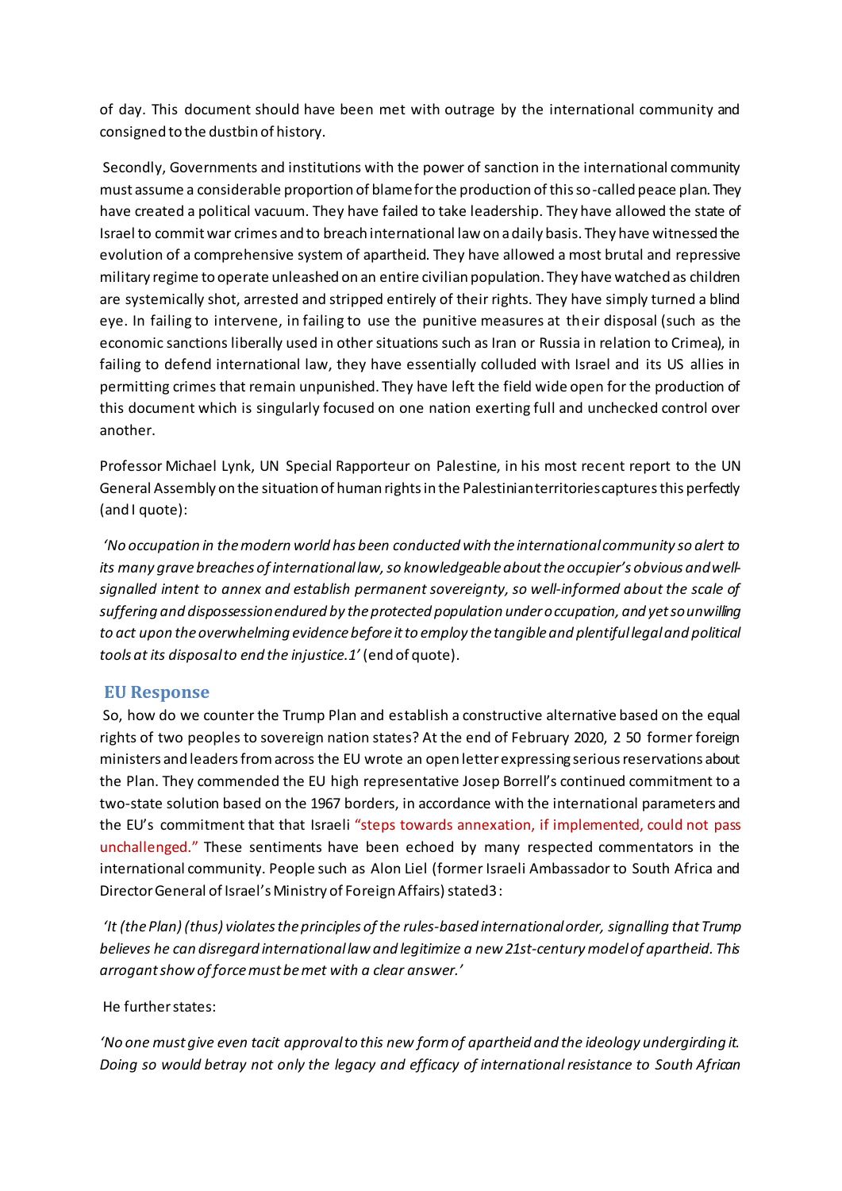of day. This document should have been met with outrage by the international community and consigned to the dustbin of history.

Secondly, Governments and institutions with the power of sanction in the international community must assume a considerable proportion of blame for the production of this so-called peace plan. They have created a political vacuum. They have failed to take leadership. They have allowed the state of Israel to commit war crimes and to breach international law on a daily basis. They have witnessed the evolution of a comprehensive system of apartheid. They have allowed a most brutal and repressive military regime to operate unleashed on an entire civilian population. They have watched as children are systemically shot, arrested and stripped entirely of their rights. They have simply turned a blind eye. In failing to intervene, in failing to use the punitive measures at their disposal (such as the economic sanctions liberally used in other situations such as Iran or Russia in relation to Crimea), in failing to defend international law, they have essentially colluded with Israel and its US allies in permitting crimes that remain unpunished. They have left the field wide open for the production of this document which is singularly focused on one nation exerting full and unchecked control over another.

Professor Michael Lynk, UN Special Rapporteur on Palestine, in his most recent report to the UN General Assembly on the situation of human rights in the Palestinian territories captures this perfectly (and I quote):

*'No occupation in the modern world has been conducted with the international community so alert to its many grave breaches of international law, so knowledgeable about the occupier's obvious and well-signalled intent to annex and establish permanent sovereignty, so well-informed about the scale of suffering and dispossession endured by the protected population under occupation, and yet so unwilling to act upon the overwhelming evidence before it to employ the tangible and plentiful legal and political tools at its disposal to end the injustice.[1]'* (end of quote).

## EU Response

So, how do we counter the Trump Plan and establish a constructive alternative based on the equal rights of two peoples to sovereign nation states? At the end of February 2020, 2 50 former foreign ministers and leaders from across the EU wrote an open letter expressing serious reservations about the Plan. They commended the EU high representative Josep Borrell's continued commitment to a two-state solution based on the 1967 borders, in accordance with the international parameters and the EU's commitment that that Israeli "steps towards annexation, if implemented, could not pass unchallenged." These sentiments have been echoed by many respected commentators in the international community. People such as Alon Liel (former Israeli Ambassador to South Africa and Director General of Israel's Ministry of Foreign Affairs) stated[3]:

*'It (the Plan) (thus) violates the principles of the rules-based international order, signalling that Trump believes he can disregard international law and legitimize a new 21st-century model of apartheid. This arrogant show of force must be met with a clear answer.'*

He further states:

*'No one must give even tacit approval to this new form of apartheid and the ideology undergirding it. Doing so would betray not only the legacy and efficacy of international resistance to South African*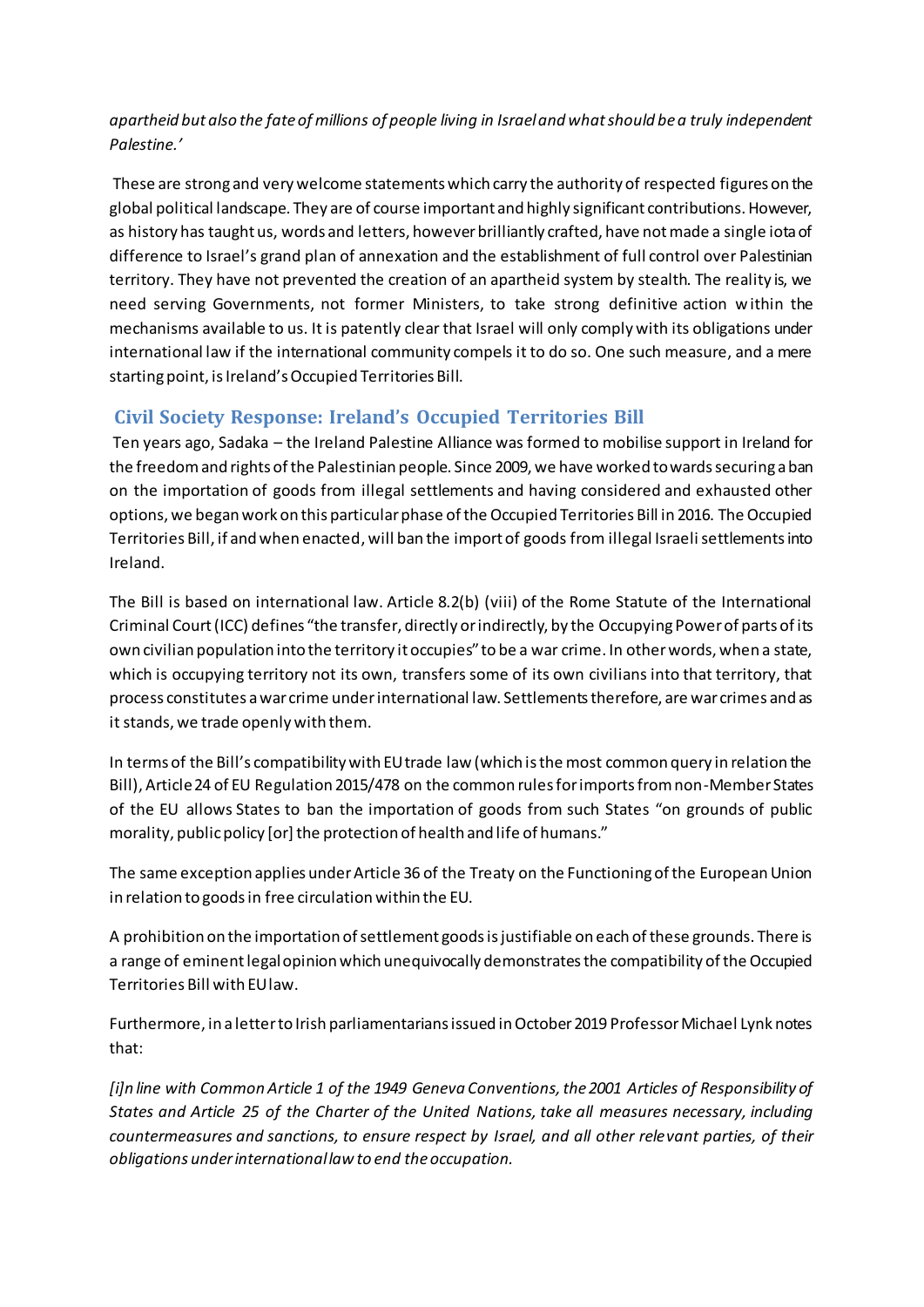*apartheid but also the fate of millions of people living in Israel and what should be a truly independent Palestine.'*

These are strong and very welcome statements which carry the authority of respected figures on the global political landscape. They are of course important and highly significant contributions. However, as history has taught us, words and letters, however brilliantly crafted, have not made a single iota of difference to Israel's grand plan of annexation and the establishment of full control over Palestinian territory. They have not prevented the creation of an apartheid system by stealth. The reality is, we need serving Governments, not former Ministers, to take strong definitive action within the mechanisms available to us. It is patently clear that Israel will only comply with its obligations under international law if the international community compels it to do so. One such measure, and a mere starting point, is Ireland's Occupied Territories Bill.

## Civil Society Response: Ireland's Occupied Territories Bill

Ten years ago, Sadaka – the Ireland Palestine Alliance was formed to mobilise support in Ireland for the freedom and rights of the Palestinian people. Since 2009, we have worked towards securing a ban on the importation of goods from illegal settlements and having considered and exhausted other options, we began work on this particular phase of the Occupied Territories Bill in 2016. The Occupied Territories Bill, if and when enacted, will ban the import of goods from illegal Israeli settlements into Ireland.

The Bill is based on international law. Article 8.2(b) (viii) of the Rome Statute of the International Criminal Court (ICC) defines "the transfer, directly or indirectly, by the Occupying Power of parts of its own civilian population into the territory it occupies" to be a war crime. In other words, when a state, which is occupying territory not its own, transfers some of its own civilians into that territory, that process constitutes a war crime under international law. Settlements therefore, are war crimes and as it stands, we trade openly with them.

In terms of the Bill's compatibility with EU trade law (which is the most common query in relation the Bill), Article 24 of EU Regulation 2015/478 on the common rules for imports from non-Member States of the EU allows States to ban the importation of goods from such States "on grounds of public morality, public policy [or] the protection of health and life of humans."

The same exception applies under Article 36 of the Treaty on the Functioning of the European Union in relation to goods in free circulation within the EU.

A prohibition on the importation of settlement goods is justifiable on each of these grounds. There is a range of eminent legal opinion which unequivocally demonstrates the compatibility of the Occupied Territories Bill with EU law.

Furthermore, in a letter to Irish parliamentarians issued in October 2019 Professor Michael Lynk notes that:

*[i]n line with Common Article 1 of the 1949 Geneva Conventions, the 2001 Articles of Responsibility of States and Article 25 of the Charter of the United Nations, take all measures necessary, including countermeasures and sanctions, to ensure respect by Israel, and all other relevant parties, of their obligations under international law to end the occupation.*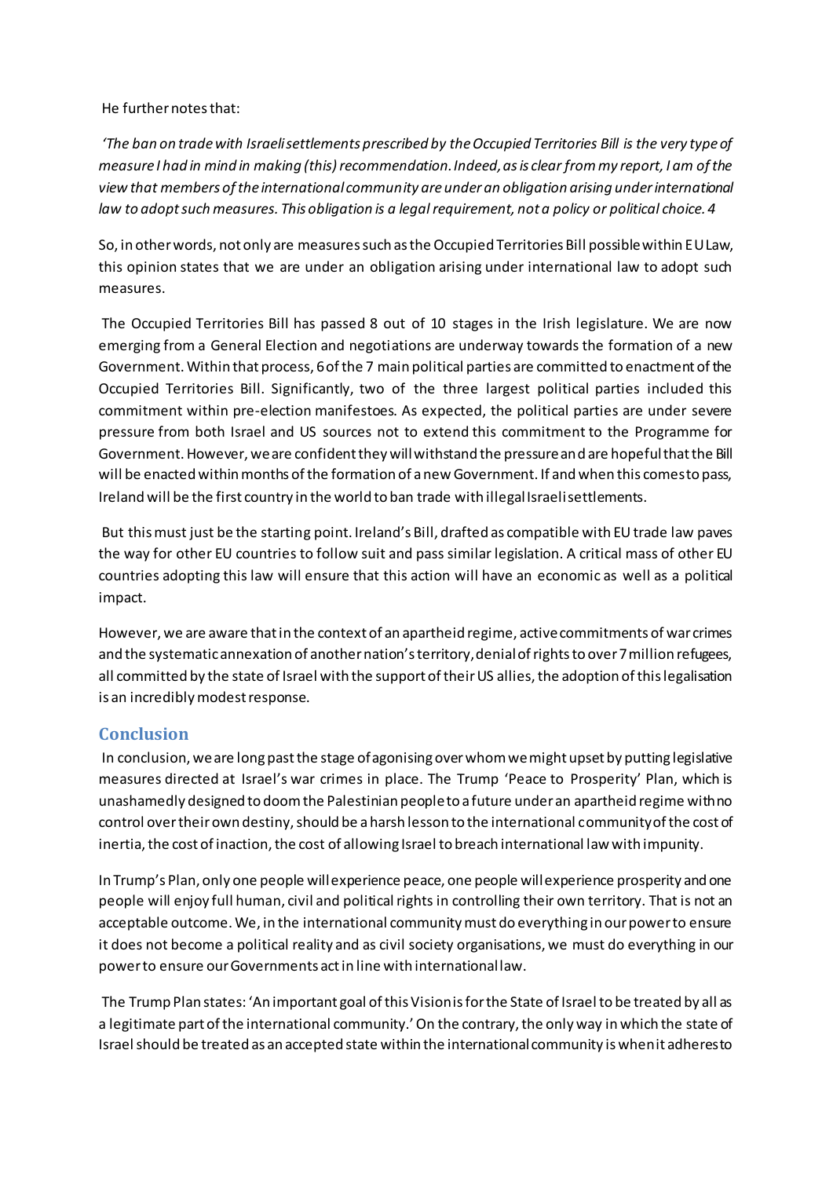He further notes that:

*'The ban on trade with Israeli settlements prescribed by the Occupied Territories Bill is the very type of measure I had in mind in making (this) recommendation. Indeed, as is clear from my report, I am of the view that members of the international community are under an obligation arising under international law to adopt such measures. This obligation is a legal requirement, not a policy or political choice. 4*

So, in other words, not only are measures such as the Occupied Territories Bill possible within EU Law, this opinion states that we are under an obligation arising under international law to adopt such measures.

The Occupied Territories Bill has passed 8 out of 10 stages in the Irish legislature. We are now emerging from a General Election and negotiations are underway towards the formation of a new Government. Within that process, 6 of the 7 main political parties are committed to enactment of the Occupied Territories Bill. Significantly, two of the three largest political parties included this commitment within pre-election manifestoes. As expected, the political parties are under severe pressure from both Israel and US sources not to extend this commitment to the Programme for Government. However, we are confident they will withstand the pressure and are hopeful that the Bill will be enacted within months of the formation of a new Government. If and when this comes to pass, Ireland will be the first country in the world to ban trade with illegal Israeli settlements.

But this must just be the starting point. Ireland's Bill, drafted as compatible with EU trade law paves the way for other EU countries to follow suit and pass similar legislation. A critical mass of other EU countries adopting this law will ensure that this action will have an economic as well as a political impact.

However, we are aware that in the context of an apartheid regime, active commitments of war crimes and the systematic annexation of another nation's territory, denial of rights to over 7 million refugees, all committed by the state of Israel with the support of their US allies, the adoption of this legalisation is an incredibly modest response.

## Conclusion

In conclusion, we are long past the stage of agonising over whom we might upset by putting legislative measures directed at Israel's war crimes in place. The Trump 'Peace to Prosperity' Plan, which is unashamedly designed to doom the Palestinian people to a future under an apartheid regime with no control over their own destiny, should be a harsh lesson to the international community of the cost of inertia, the cost of inaction, the cost of allowing Israel to breach international law with impunity.

In Trump's Plan, only one people will experience peace, one people will experience prosperity and one people will enjoy full human, civil and political rights in controlling their own territory. That is not an acceptable outcome. We, in the international community must do everything in our power to ensure it does not become a political reality and as civil society organisations, we must do everything in our power to ensure our Governments act in line with international law.

The Trump Plan states: 'An important goal of this Vision is for the State of Israel to be treated by all as a legitimate part of the international community.' On the contrary, the only way in which the state of Israel should be treated as an accepted state within the international community is when it adheres to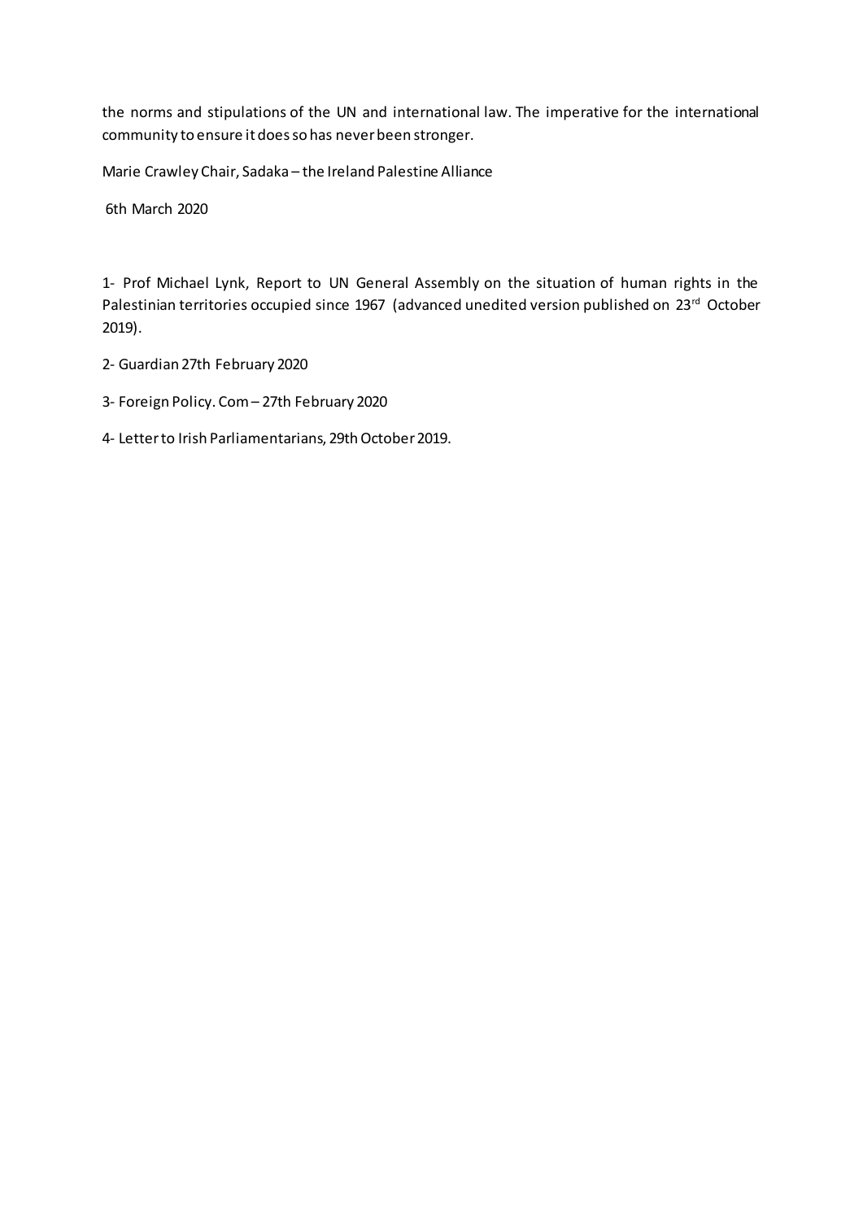the norms and stipulations of the UN and international law. The imperative for the international community to ensure it does so has never been stronger.

Marie Crawley Chair, Sadaka – the Ireland Palestine Alliance

6th March 2020

1- Prof Michael Lynk, Report to UN General Assembly on the situation of human rights in the Palestinian territories occupied since 1967 (advanced unedited version published on 23rd October 2019).

2- Guardian 27th February 2020

3- Foreign Policy. Com – 27th February 2020

4- Letter to Irish Parliamentarians, 29th October 2019.